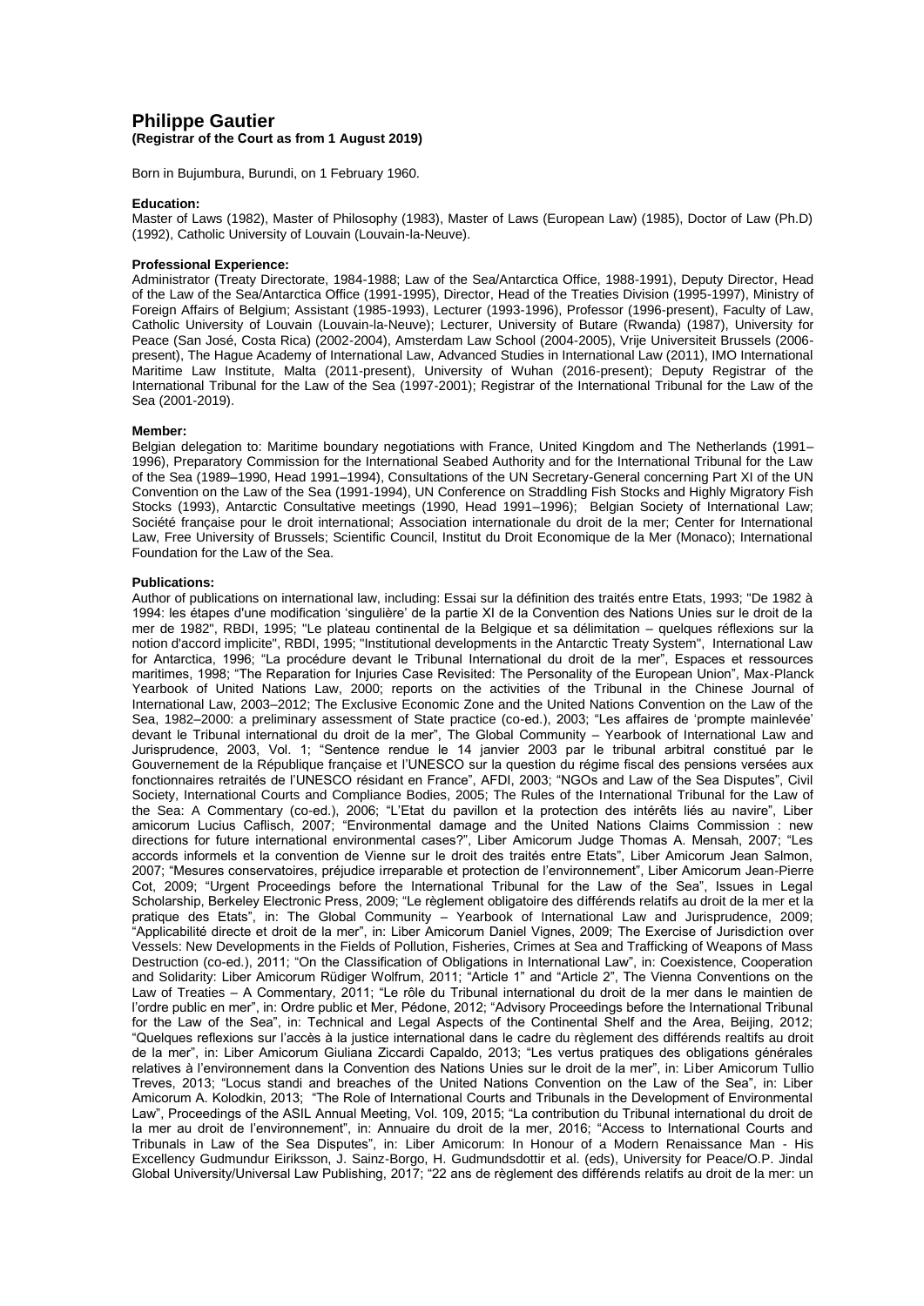# Philippe Gautier

**(Registrar of the Court as from 1 August 2019)**

Born in Bujumbura, Burundi, on 1 February 1960.

**Education:**

Master of Laws (1982), Master of Philosophy (1983), Master of Laws (European Law) (1985), Doctor of Law (Ph.D) (1992), Catholic University of Louvain (Louvain-la-Neuve).

**Professional Experience:**

Administrator (Treaty Directorate, 1984-1988; Law of the Sea/Antarctica Office, 1988-1991), Deputy Director, Head of the Law of the Sea/Antarctica Office (1991-1995), Director, Head of the Treaties Division (1995-1997), Ministry of Foreign Affairs of Belgium; Assistant (1985-1993), Lecturer (1993-1996), Professor (1996-present), Faculty of Law, Catholic University of Louvain (Louvain-la-Neuve); Lecturer, University of Butare (Rwanda) (1987), University for Peace (San José, Costa Rica) (2002-2004), Amsterdam Law School (2004-2005), Vrije Universiteit Brussels (2006-present), The Hague Academy of International Law, Advanced Studies in International Law (2011), IMO International Maritime Law Institute, Malta (2011-present), University of Wuhan (2016-present); Deputy Registrar of the International Tribunal for the Law of the Sea (1997-2001); Registrar of the International Tribunal for the Law of the Sea (2001-2019).

**Member:**

Belgian delegation to: Maritime boundary negotiations with France, United Kingdom and The Netherlands (1991–1996), Preparatory Commission for the International Seabed Authority and for the International Tribunal for the Law of the Sea (1989–1990, Head 1991–1994), Consultations of the UN Secretary-General concerning Part XI of the UN Convention on the Law of the Sea (1991-1994), UN Conference on Straddling Fish Stocks and Highly Migratory Fish Stocks (1993), Antarctic Consultative meetings (1990, Head 1991–1996); Belgian Society of International Law; Société française pour le droit international; Association internationale du droit de la mer; Center for International Law, Free University of Brussels; Scientific Council, Institut du Droit Economique de la Mer (Monaco); International Foundation for the Law of the Sea.

**Publications:**

Author of publications on international law, including: Essai sur la définition des traités entre Etats, 1993; "De 1982 à 1994: les étapes d'une modification 'singulière' de la partie XI de la Convention des Nations Unies sur le droit de la mer de 1982", RBDI, 1995; "Le plateau continental de la Belgique et sa délimitation – quelques réflexions sur la notion d'accord implicite", RBDI, 1995; "Institutional developments in the Antarctic Treaty System", International Law for Antarctica, 1996; "La procédure devant le Tribunal International du droit de la mer", Espaces et ressources maritimes, 1998; "The Reparation for Injuries Case Revisited: The Personality of the European Union", Max-Planck Yearbook of United Nations Law, 2000; reports on the activities of the Tribunal in the Chinese Journal of International Law, 2003–2012; The Exclusive Economic Zone and the United Nations Convention on the Law of the Sea, 1982–2000: a preliminary assessment of State practice (co-ed.), 2003; "Les affaires de 'prompte mainlevée' devant le Tribunal international du droit de la mer", The Global Community – Yearbook of International Law and Jurisprudence, 2003, Vol. 1; "Sentence rendue le 14 janvier 2003 par le tribunal arbitral constitué par le Gouvernement de la République française et l'UNESCO sur la question du régime fiscal des pensions versées aux fonctionnaires retraités de l'UNESCO résidant en France", AFDI, 2003; "NGOs and Law of the Sea Disputes", Civil Society, International Courts and Compliance Bodies, 2005; The Rules of the International Tribunal for the Law of the Sea: A Commentary (co-ed.), 2006; "L'Etat du pavillon et la protection des intérêts liés au navire", Liber amicorum Lucius Caflisch, 2007; "Environmental damage and the United Nations Claims Commission : new directions for future international environmental cases?", Liber Amicorum Judge Thomas A. Mensah, 2007; "Les accords informels et la convention de Vienne sur le droit des traités entre Etats", Liber Amicorum Jean Salmon, 2007; "Mesures conservatoires, préjudice irreparable et protection de l'environnement", Liber Amicorum Jean-Pierre Cot, 2009; "Urgent Proceedings before the International Tribunal for the Law of the Sea", Issues in Legal Scholarship, Berkeley Electronic Press, 2009; "Le règlement obligatoire des différends relatifs au droit de la mer et la pratique des Etats", in: The Global Community – Yearbook of International Law and Jurisprudence, 2009; "Applicabilité directe et droit de la mer", in: Liber Amicorum Daniel Vignes, 2009; The Exercise of Jurisdiction over Vessels: New Developments in the Fields of Pollution, Fisheries, Crimes at Sea and Trafficking of Weapons of Mass Destruction (co-ed.), 2011; "On the Classification of Obligations in International Law", in: Coexistence, Cooperation and Solidarity: Liber Amicorum Rüdiger Wolfrum, 2011; "Article 1" and "Article 2", The Vienna Conventions on the Law of Treaties – A Commentary, 2011; "Le rôle du Tribunal international du droit de la mer dans le maintien de l'ordre public en mer", in: Ordre public et Mer, Pédone, 2012; "Advisory Proceedings before the International Tribunal for the Law of the Sea", in: Technical and Legal Aspects of the Continental Shelf and the Area, Beijing, 2012; "Quelques reflexions sur l'accès à la justice international dans le cadre du règlement des différends realtifs au droit de la mer", in: Liber Amicorum Giuliana Ziccardi Capaldo, 2013; "Les vertus pratiques des obligations générales relatives à l'environnement dans la Convention des Nations Unies sur le droit de la mer", in: Liber Amicorum Tullio Treves, 2013; "Locus standi and breaches of the United Nations Convention on the Law of the Sea", in: Liber Amicorum A. Kolodkin, 2013; "The Role of International Courts and Tribunals in the Development of Environmental Law", Proceedings of the ASIL Annual Meeting, Vol. 109, 2015; "La contribution du Tribunal international du droit de la mer au droit de l'environnement", in: Annuaire du droit de la mer, 2016; "Access to International Courts and Tribunals in Law of the Sea Disputes", in: Liber Amicorum: In Honour of a Modern Renaissance Man - His Excellency Gudmundur Eiriksson, J. Sainz-Borgo, H. Gudmundsdottir et al. (eds), University for Peace/O.P. Jindal Global University/Universal Law Publishing, 2017; "22 ans de règlement des différends relatifs au droit de la mer: un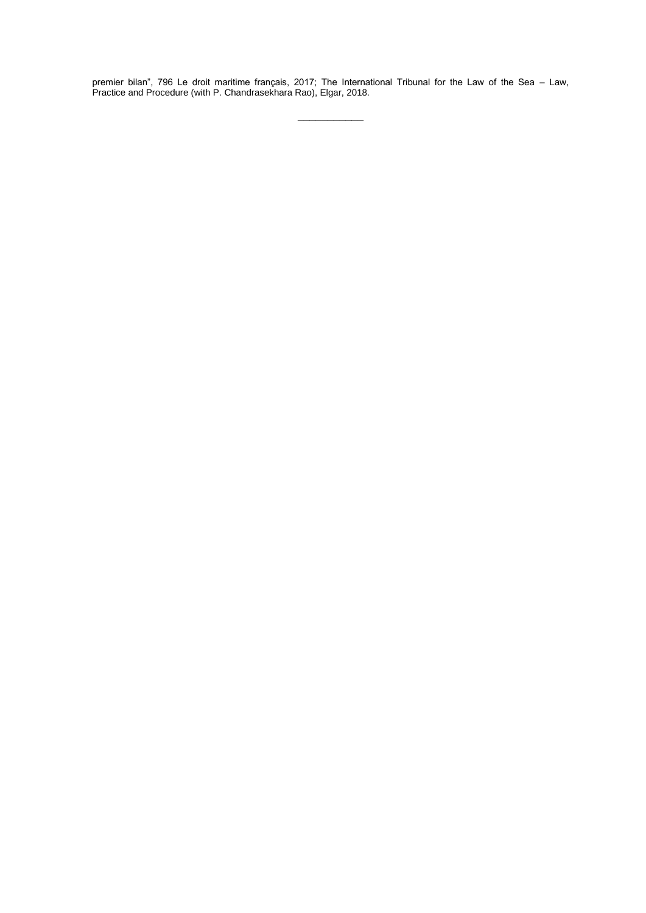premier bilan", 796 Le droit maritime français, 2017; The International Tribunal for the Law of the Sea – Law, Practice and Procedure (with P. Chandrasekhara Rao), Elgar, 2018.

______________